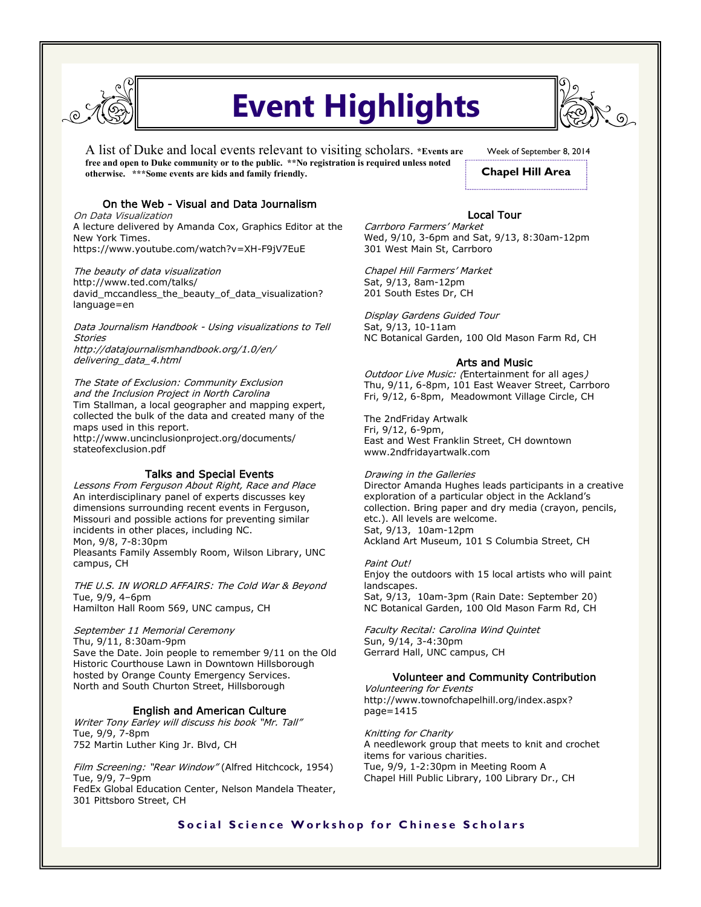# Event Highlights

A list of Duke and local events relevant to visiting scholars. ***Events are free and open to Duke community or to the public. **No registration is required unless noted otherwise. ***Some events are kids and family friendly.**

Week of September 8, 2014

**Chapel Hill Area**

## On the Web - Visual and Data Journalism

*On Data Visualization*
A lecture delivered by Amanda Cox, Graphics Editor at the New York Times.
https://www.youtube.com/watch?v=XH-F9jV7EuE

*The beauty of data visualization*
http://www.ted.com/talks/david_mccandless_the_beauty_of_data_visualization?language=en

*Data Journalism Handbook - Using visualizations to Tell Stories*
*http://datajournalismhandbook.org/1.0/en/delivering_data_4.html*

*The State of Exclusion: Community Exclusion and the Inclusion Project in North Carolina*
Tim Stallman, a local geographer and mapping expert, collected the bulk of the data and created many of the maps used in this report.
http://www.uncinclusionproject.org/documents/stateofexclusion.pdf

## Talks and Special Events

*Lessons From Ferguson About Right, Race and Place*
An interdisciplinary panel of experts discusses key dimensions surrounding recent events in Ferguson, Missouri and possible actions for preventing similar incidents in other places, including NC.
Mon, 9/8, 7-8:30pm
Pleasants Family Assembly Room, Wilson Library, UNC campus, CH

*THE U.S. IN WORLD AFFAIRS: The Cold War & Beyond*
Tue, 9/9, 4–6pm
Hamilton Hall Room 569, UNC campus, CH

*September 11 Memorial Ceremony*
Thu, 9/11, 8:30am-9pm
Save the Date. Join people to remember 9/11 on the Old Historic Courthouse Lawn in Downtown Hillsborough hosted by Orange County Emergency Services.
North and South Churton Street, Hillsborough

## English and American Culture

*Writer Tony Earley will discuss his book "Mr. Tall"*
Tue, 9/9, 7-8pm
752 Martin Luther King Jr. Blvd, CH

*Film Screening: "Rear Window"* (Alfred Hitchcock, 1954)
Tue, 9/9, 7–9pm
FedEx Global Education Center, Nelson Mandela Theater, 301 Pittsboro Street, CH

## Local Tour

*Carrboro Farmers' Market*
Wed, 9/10, 3-6pm and Sat, 9/13, 8:30am-12pm
301 West Main St, Carrboro

*Chapel Hill Farmers' Market*
Sat, 9/13, 8am-12pm
201 South Estes Dr, CH

*Display Gardens Guided Tour*
Sat, 9/13, 10-11am
NC Botanical Garden, 100 Old Mason Farm Rd, CH

## Arts and Music

*Outdoor Live Music: (*Entertainment for all ages*)*
Thu, 9/11, 6-8pm, 101 East Weaver Street, Carrboro
Fri, 9/12, 6-8pm, Meadowmont Village Circle, CH

The 2ndFriday Artwalk
Fri, 9/12, 6-9pm,
East and West Franklin Street, CH downtown
www.2ndfridayartwalk.com

*Drawing in the Galleries*
Director Amanda Hughes leads participants in a creative exploration of a particular object in the Ackland's collection. Bring paper and dry media (crayon, pencils, etc.). All levels are welcome.
Sat, 9/13, 10am-12pm
Ackland Art Museum, 101 S Columbia Street, CH

*Paint Out!*
Enjoy the outdoors with 15 local artists who will paint landscapes.
Sat, 9/13, 10am-3pm (Rain Date: September 20)
NC Botanical Garden, 100 Old Mason Farm Rd, CH

*Faculty Recital: Carolina Wind Quintet*
Sun, 9/14, 3-4:30pm
Gerrard Hall, UNC campus, CH

## Volunteer and Community Contribution

*Volunteering for Events*
http://www.townofchapelhill.org/index.aspx?page=1415

*Knitting for Charity*
A needlework group that meets to knit and crochet items for various charities.
Tue, 9/9, 1-2:30pm in Meeting Room A
Chapel Hill Public Library, 100 Library Dr., CH

**Social Science Workshop for Chinese Scholars**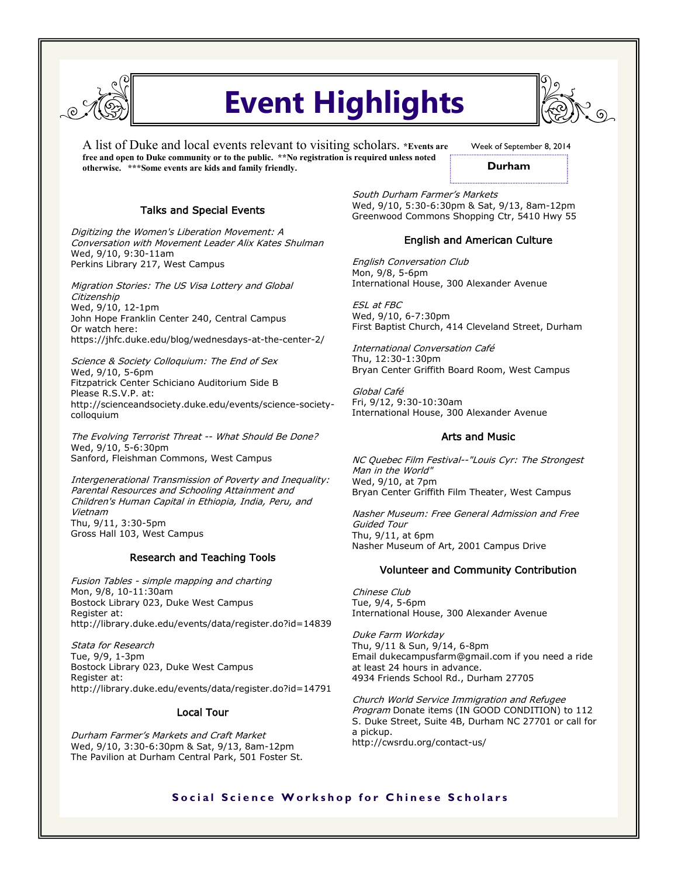# Event Highlights

A list of Duke and local events relevant to visiting scholars. **\*Events are free and open to Duke community or to the public. \*\*No registration is required unless noted otherwise. \*\*\*Some events are kids and family friendly.**

Week of September 8, 2014

**Durham**

## Talks and Special Events

*Digitizing the Women's Liberation Movement: A Conversation with Movement Leader Alix Kates Shulman*
Wed, 9/10, 9:30-11am
Perkins Library 217, West Campus

*Migration Stories: The US Visa Lottery and Global Citizenship*
Wed, 9/10, 12-1pm
John Hope Franklin Center 240, Central Campus
Or watch here:
https://jhfc.duke.edu/blog/wednesdays-at-the-center-2/

*Science & Society Colloquium: The End of Sex*
Wed, 9/10, 5-6pm
Fitzpatrick Center Schiciano Auditorium Side B
Please R.S.V.P. at:
http://scienceandsociety.duke.edu/events/science-society-colloquium

*The Evolving Terrorist Threat -- What Should Be Done?*
Wed, 9/10, 5-6:30pm
Sanford, Fleishman Commons, West Campus

*Intergenerational Transmission of Poverty and Inequality: Parental Resources and Schooling Attainment and Children's Human Capital in Ethiopia, India, Peru, and Vietnam*
Thu, 9/11, 3:30-5pm
Gross Hall 103, West Campus

## Research and Teaching Tools

*Fusion Tables - simple mapping and charting*
Mon, 9/8, 10-11:30am
Bostock Library 023, Duke West Campus
Register at:
http://library.duke.edu/events/data/register.do?id=14839

*Stata for Research*
Tue, 9/9, 1-3pm
Bostock Library 023, Duke West Campus
Register at:
http://library.duke.edu/events/data/register.do?id=14791

## Local Tour

*Durham Farmer's Markets and Craft Market*
Wed, 9/10, 3:30-6:30pm & Sat, 9/13, 8am-12pm
The Pavilion at Durham Central Park, 501 Foster St.

*South Durham Farmer's Markets*
Wed, 9/10, 5:30-6:30pm & Sat, 9/13, 8am-12pm
Greenwood Commons Shopping Ctr, 5410 Hwy 55

## English and American Culture

*English Conversation Club*
Mon, 9/8, 5-6pm
International House, 300 Alexander Avenue

*ESL at FBC*
Wed, 9/10, 6-7:30pm
First Baptist Church, 414 Cleveland Street, Durham

*International Conversation Café*
Thu, 12:30-1:30pm
Bryan Center Griffith Board Room, West Campus

*Global Café*
Fri, 9/12, 9:30-10:30am
International House, 300 Alexander Avenue

## Arts and Music

*NC Quebec Film Festival--"Louis Cyr: The Strongest Man in the World"*
Wed, 9/10, at 7pm
Bryan Center Griffith Film Theater, West Campus

*Nasher Museum: Free General Admission and Free Guided Tour*
Thu, 9/11, at 6pm
Nasher Museum of Art, 2001 Campus Drive

## Volunteer and Community Contribution

*Chinese Club*
Tue, 9/4, 5-6pm
International House, 300 Alexander Avenue

*Duke Farm Workday*
Thu, 9/11 & Sun, 9/14, 6-8pm
Email dukecampusfarm@gmail.com if you need a ride at least 24 hours in advance.
4934 Friends School Rd., Durham 27705

*Church World Service Immigration and Refugee Program* Donate items (IN GOOD CONDITION) to 112 S. Duke Street, Suite 4B, Durham NC 27701 or call for a pickup.
http://cwsrdu.org/contact-us/

**Social Science Workshop for Chinese Scholars**